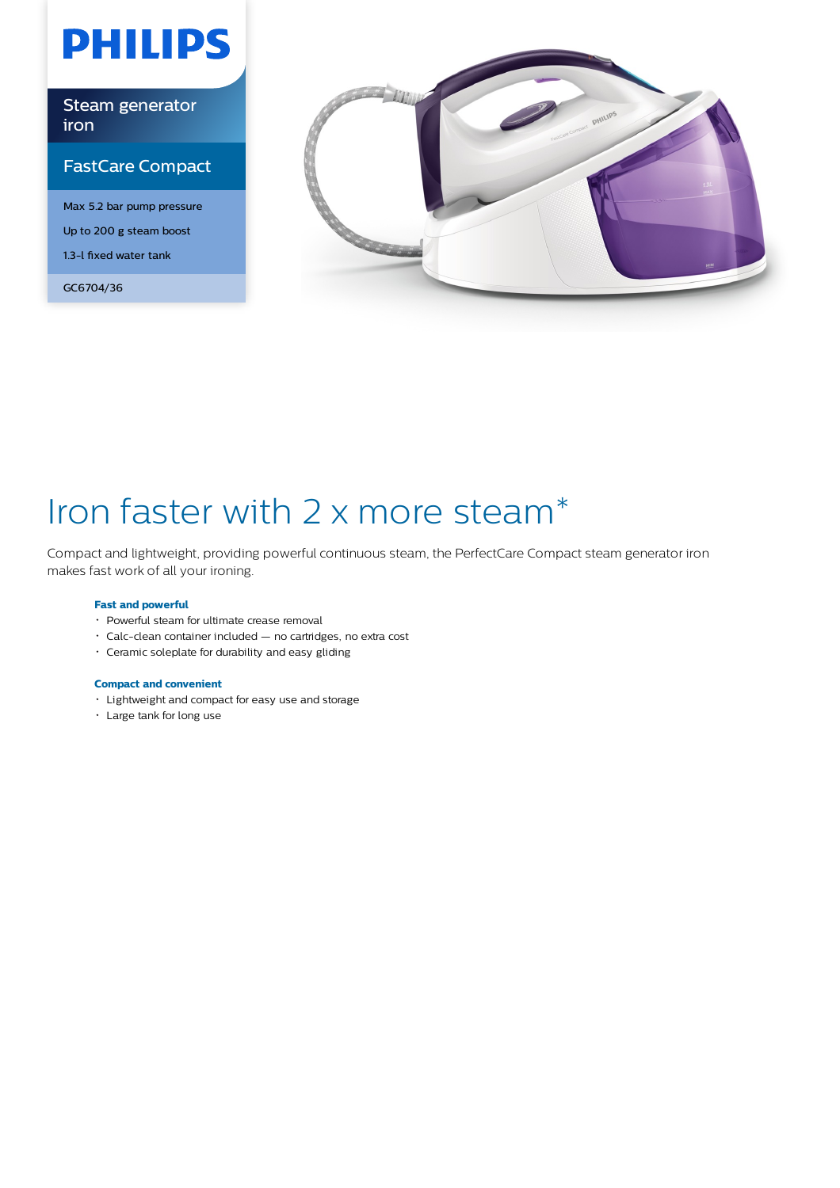PHILIPS

Steam generator iron

FastCare Compact

Max 5.2 bar pump pressure

Up to 200 g steam boost

1.3-l fixed water tank

GC6704/36

# Iron faster with 2 x more steam*

Compact and lightweight, providing powerful continuous steam, the PerfectCare Compact steam generator iron makes fast work of all your ironing.

### Fast and powerful

- Powerful steam for ultimate crease removal
- Calc-clean container included — no cartridges, no extra cost
- Ceramic soleplate for durability and easy gliding

### Compact and convenient

- Lightweight and compact for easy use and storage
- Large tank for long use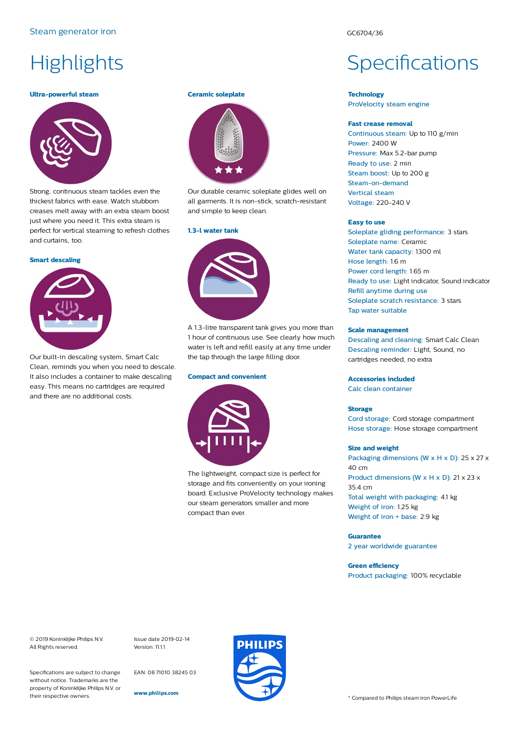Steam generator iron

GC6704/36

# Highlights

### Ultra-powerful steam

Strong, continuous steam tackles even the thickest fabrics with ease. Watch stubborn creases melt away with an extra steam boost just where you need it. This extra steam is perfect for vertical steaming to refresh clothes and curtains, too.

### Smart descaling

Our built-in descaling system, Smart Calc Clean, reminds you when you need to descale. It also includes a container to make descaling easy. This means no cartridges are required and there are no additional costs.

### Ceramic soleplate

Our durable ceramic soleplate glides well on all garments. It is non-stick, scratch-resistant and simple to keep clean.

### 1.3-l water tank

A 1.3-litre transparent tank gives you more than 1 hour of continuous use. See clearly how much water is left and refill easily at any time under the tap through the large filling door.

### Compact and convenient

The lightweight, compact size is perfect for storage and fits conveniently on your ironing board. Exclusive ProVelocity technology makes our steam generators smaller and more compact than ever.

# Specifications

### Technology

- ProVelocity steam engine

### Fast crease removal

- Continuous steam: Up to 110 g/min
- Power: 2400 W
- Pressure: Max 5.2-bar pump
- Ready to use: 2 min
- Steam boost: Up to 200 g
- Steam-on-demand
- Vertical steam
- Voltage: 220-240 V

### Easy to use

- Soleplate gliding performance: 3 stars
- Soleplate name: Ceramic
- Water tank capacity: 1300 ml
- Hose length: 1.6 m
- Power cord length: 1.65 m
- Ready to use: Light indicator, Sound indicator
- Refill anytime during use
- Soleplate scratch resistance: 3 stars
- Tap water suitable

### Scale management

- Descaling and cleaning: Smart Calc Clean
- Descaling reminder: Light, Sound, no cartridges needed, no extra

### Accessories included

- Calc clean container

### Storage

- Cord storage: Cord storage compartment
- Hose storage: Hose storage compartment

### Size and weight

- Packaging dimensions (W x H x D): 25 x 27 x 40 cm
- Product dimensions (W x H x D): 21 x 23 x 35.4 cm
- Total weight with packaging: 4.1 kg
- Weight of iron: 1.25 kg
- Weight of iron + base: 2.9 kg

### Guarantee

- 2 year worldwide guarantee

### Green efficiency

- Product packaging: 100% recyclable

© 2019 Koninklijke Philips N.V.
All Rights reserved.

Specifications are subject to change without notice. Trademarks are the property of Koninklijke Philips N.V. or their respective owners.

Issue date 2019-02-14
Version: 11.1.1

EAN: 08 71010 38245 03

www.philips.com

\* Compared to Philips steam iron PowerLife